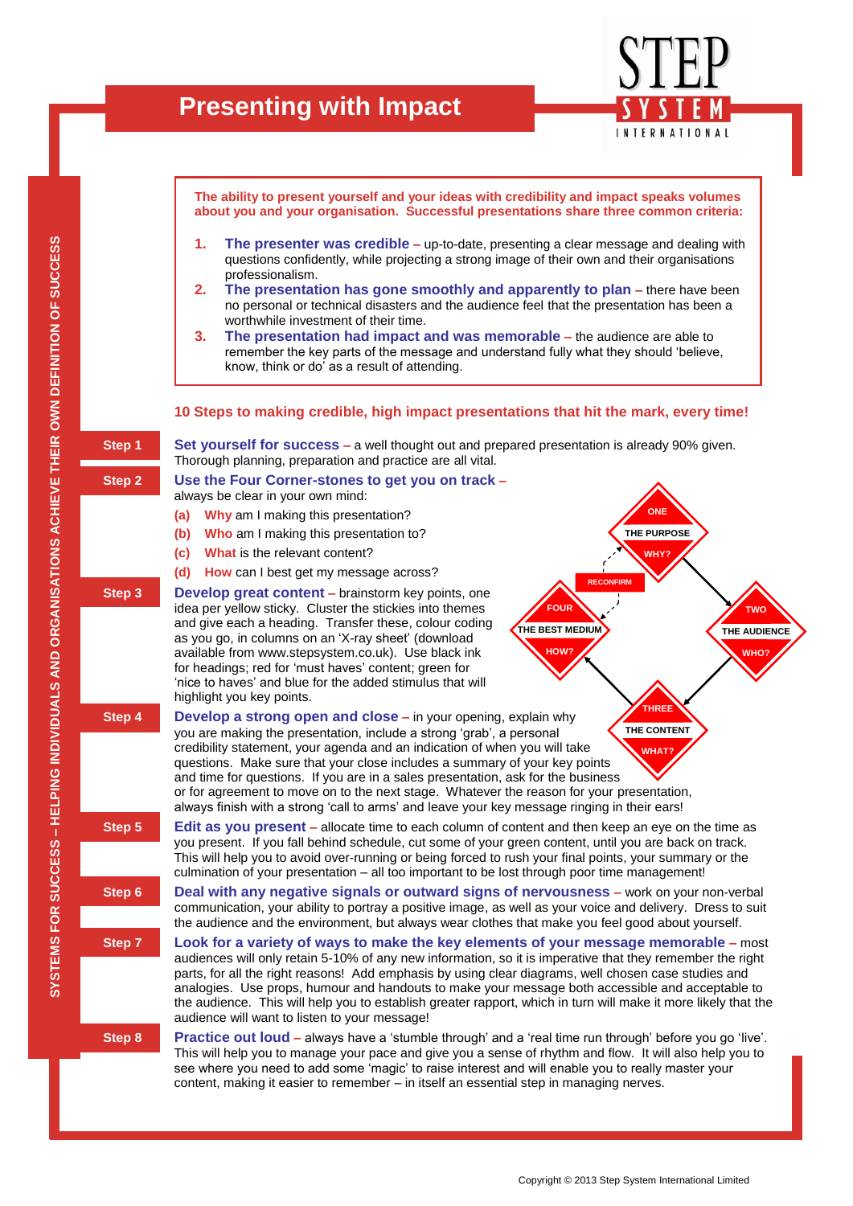# Presenting with Impact

STEP SYSTEM INTERNATIONAL

SYSTEMS FOR SUCCESS – HELPING INDIVIDUALS AND ORGANISATIONS ACHIEVE THEIR OWN DEFINITION OF SUCCESS

**The ability to present yourself and your ideas with credibility and impact speaks volumes about you and your organisation. Successful presentations share three common criteria:**

1. **The presenter was credible** – up-to-date, presenting a clear message and dealing with questions confidently, while projecting a strong image of their own and their organisations professionalism.
2. **The presentation has gone smoothly and apparently to plan** – there have been no personal or technical disasters and the audience feel that the presentation has been a worthwhile investment of their time.
3. **The presentation had impact and was memorable** – the audience are able to remember the key parts of the message and understand fully what they should 'believe, know, think or do' as a result of attending.

## 10 Steps to making credible, high impact presentations that hit the mark, every time!

**Step 1** — **Set yourself for success** – a well thought out and prepared presentation is already 90% given. Thorough planning, preparation and practice are all vital.

**Step 2** — **Use the Four Corner-stones to get you on track** – always be clear in your own mind:

- (a) **Why** am I making this presentation?
- (b) **Who** am I making this presentation to?
- (c) **What** is the relevant content?
- (d) **How** can I best get my message across?

ONE – THE PURPOSE – WHY?
TWO – THE AUDIENCE – WHO?
THREE – THE CONTENT – WHAT?
FOUR – THE BEST MEDIUM – HOW?
RECONFIRM

**Step 3** — **Develop great content** – brainstorm key points, one idea per yellow sticky. Cluster the stickies into themes and give each a heading. Transfer these, colour coding as you go, in columns on an 'X-ray sheet' (download available from www.stepsystem.co.uk). Use black ink for headings; red for 'must haves' content; green for 'nice to haves' and blue for the added stimulus that will highlight you key points.

**Step 4** — **Develop a strong open and close** – in your opening, explain why you are making the presentation, include a strong 'grab', a personal credibility statement, your agenda and an indication of when you will take questions. Make sure that your close includes a summary of your key points and time for questions. If you are in a sales presentation, ask for the business or for agreement to move on to the next stage. Whatever the reason for your presentation, always finish with a strong 'call to arms' and leave your key message ringing in their ears!

**Step 5** — **Edit as you present** – allocate time to each column of content and then keep an eye on the time as you present. If you fall behind schedule, cut some of your green content, until you are back on track. This will help you to avoid over-running or being forced to rush your final points, your summary or the culmination of your presentation – all too important to be lost through poor time management!

**Step 6** — **Deal with any negative signals or outward signs of nervousness** – work on your non-verbal communication, your ability to portray a positive image, as well as your voice and delivery. Dress to suit the audience and the environment, but always wear clothes that make you feel good about yourself.

**Step 7** — **Look for a variety of ways to make the key elements of your message memorable** – most audiences will only retain 5-10% of any new information, so it is imperative that they remember the right parts, for all the right reasons! Add emphasis by using clear diagrams, well chosen case studies and analogies. Use props, humour and handouts to make your message both accessible and acceptable to the audience. This will help you to establish greater rapport, which in turn will make it more likely that the audience will want to listen to your message!

**Step 8** — **Practice out loud** – always have a 'stumble through' and a 'real time run through' before you go 'live'. This will help you to manage your pace and give you a sense of rhythm and flow. It will also help you to see where you need to add some 'magic' to raise interest and will enable you to really master your content, making it easier to remember – in itself an essential step in managing nerves.

Copyright © 2013 Step System International Limited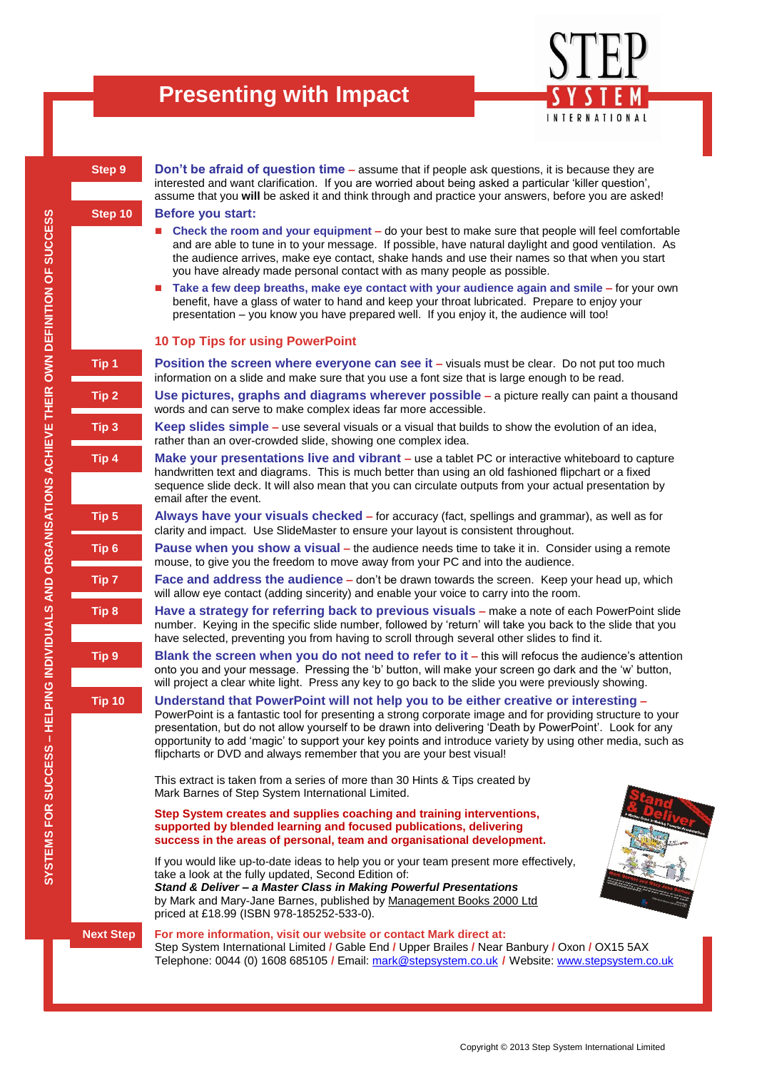# Presenting with Impact

STEP SYSTEM INTERNATIONAL

**Step 9** **Don't be afraid of question time** – assume that if people ask questions, it is because they are interested and want clarification. If you are worried about being asked a particular 'killer question', assume that you **will** be asked it and think through and practice your answers, before you are asked!

**Step 10** **Before you start:**

- **Check the room and your equipment** – do your best to make sure that people will feel comfortable and are able to tune in to your message. If possible, have natural daylight and good ventilation. As the audience arrives, make eye contact, shake hands and use their names so that when you start you have already made personal contact with as many people as possible.
- **Take a few deep breaths, make eye contact with your audience again and smile** – for your own benefit, have a glass of water to hand and keep your throat lubricated. Prepare to enjoy your presentation – you know you have prepared well. If you enjoy it, the audience will too!

## 10 Top Tips for using PowerPoint

**Tip 1** **Position the screen where everyone can see it** – visuals must be clear. Do not put too much information on a slide and make sure that you use a font size that is large enough to be read.

**Tip 2** **Use pictures, graphs and diagrams wherever possible** – a picture really can paint a thousand words and can serve to make complex ideas far more accessible.

**Tip 3** **Keep slides simple** – use several visuals or a visual that builds to show the evolution of an idea, rather than an over-crowded slide, showing one complex idea.

**Tip 4** **Make your presentations live and vibrant** – use a tablet PC or interactive whiteboard to capture handwritten text and diagrams. This is much better than using an old fashioned flipchart or a fixed sequence slide deck. It will also mean that you can circulate outputs from your actual presentation by email after the event.

**Tip 5** **Always have your visuals checked** – for accuracy (fact, spellings and grammar), as well as for clarity and impact. Use SlideMaster to ensure your layout is consistent throughout.

**Tip 6** **Pause when you show a visual** – the audience needs time to take it in. Consider using a remote mouse, to give you the freedom to move away from your PC and into the audience.

**Tip 7** **Face and address the audience** – don't be drawn towards the screen. Keep your head up, which will allow eye contact (adding sincerity) and enable your voice to carry into the room.

**Tip 8** **Have a strategy for referring back to previous visuals** – make a note of each PowerPoint slide number. Keying in the specific slide number, followed by 'return' will take you back to the slide that you have selected, preventing you from having to scroll through several other slides to find it.

**Tip 9** **Blank the screen when you do not need to refer to it** – this will refocus the audience's attention onto you and your message. Pressing the 'b' button, will make your screen go dark and the 'w' button, will project a clear white light. Press any key to go back to the slide you were previously showing.

**Tip 10** **Understand that PowerPoint will not help you to be either creative or interesting** – PowerPoint is a fantastic tool for presenting a strong corporate image and for providing structure to your presentation, but do not allow yourself to be drawn into delivering 'Death by PowerPoint'. Look for any opportunity to add 'magic' to support your key points and introduce variety by using other media, such as flipcharts or DVD and always remember that you are your best visual!

This extract is taken from a series of more than 30 Hints & Tips created by Mark Barnes of Step System International Limited.

**Step System creates and supplies coaching and training interventions, supported by blended learning and focused publications, delivering success in the areas of personal, team and organisational development.**

If you would like up-to-date ideas to help you or your team present more effectively, take a look at the fully updated, Second Edition of:
***Stand & Deliver – a Master Class in Making Powerful Presentations***
by Mark and Mary-Jane Barnes, published by Management Books 2000 Ltd
priced at £18.99 (ISBN 978-185252-533-0).

**Next Step** **For more information, visit our website or contact Mark direct at:**
Step System International Limited / Gable End / Upper Brailes / Near Banbury / Oxon / OX15 5AX
Telephone: 0044 (0) 1608 685105 / Email: mark@stepsystem.co.uk / Website: www.stepsystem.co.uk

SYSTEMS FOR SUCCESS – HELPING INDIVIDUALS AND ORGANISATIONS ACHIEVE THEIR OWN DEFINITION OF SUCCESS

Copyright © 2013 Step System International Limited